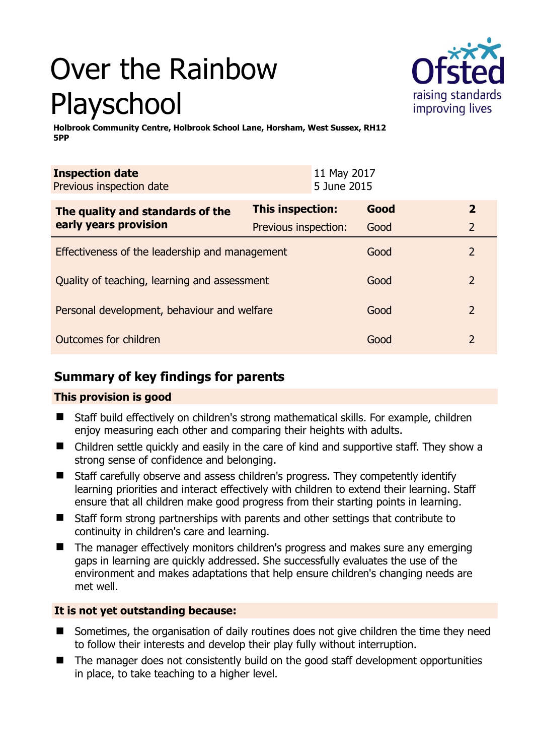# Over the Rainbow Playschool

**Holbrook Community Centre, Holbrook School Lane, Horsham, West Sussex, RH12 5PP**

| **Inspection date** | 11 May 2017 |
|---|---|
| Previous inspection date | 5 June 2015 |

| **The quality and standards of the early years provision** | **This inspection:** | **Good** | **2** |
|---|---|---|---|
| | Previous inspection: | Good | 2 |
| Effectiveness of the leadership and management | | Good | 2 |
| Quality of teaching, learning and assessment | | Good | 2 |
| Personal development, behaviour and welfare | | Good | 2 |
| Outcomes for children | | Good | 2 |

## Summary of key findings for parents

### This provision is good

- Staff build effectively on children's strong mathematical skills. For example, children enjoy measuring each other and comparing their heights with adults.
- Children settle quickly and easily in the care of kind and supportive staff. They show a strong sense of confidence and belonging.
- Staff carefully observe and assess children's progress. They competently identify learning priorities and interact effectively with children to extend their learning. Staff ensure that all children make good progress from their starting points in learning.
- Staff form strong partnerships with parents and other settings that contribute to continuity in children's care and learning.
- The manager effectively monitors children's progress and makes sure any emerging gaps in learning are quickly addressed. She successfully evaluates the use of the environment and makes adaptations that help ensure children's changing needs are met well.

### It is not yet outstanding because:

- Sometimes, the organisation of daily routines does not give children the time they need to follow their interests and develop their play fully without interruption.
- The manager does not consistently build on the good staff development opportunities in place, to take teaching to a higher level.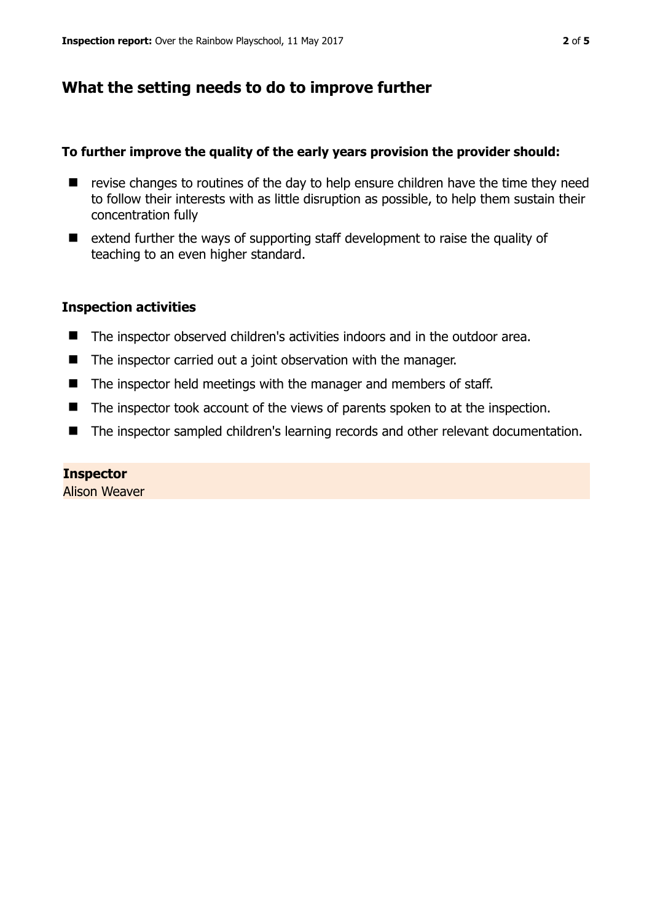## What the setting needs to do to improve further

**To further improve the quality of the early years provision the provider should:**

- revise changes to routines of the day to help ensure children have the time they need to follow their interests with as little disruption as possible, to help them sustain their concentration fully
- extend further the ways of supporting staff development to raise the quality of teaching to an even higher standard.

### Inspection activities

- The inspector observed children's activities indoors and in the outdoor area.
- The inspector carried out a joint observation with the manager.
- The inspector held meetings with the manager and members of staff.
- The inspector took account of the views of parents spoken to at the inspection.
- The inspector sampled children's learning records and other relevant documentation.

**Inspector**
Alison Weaver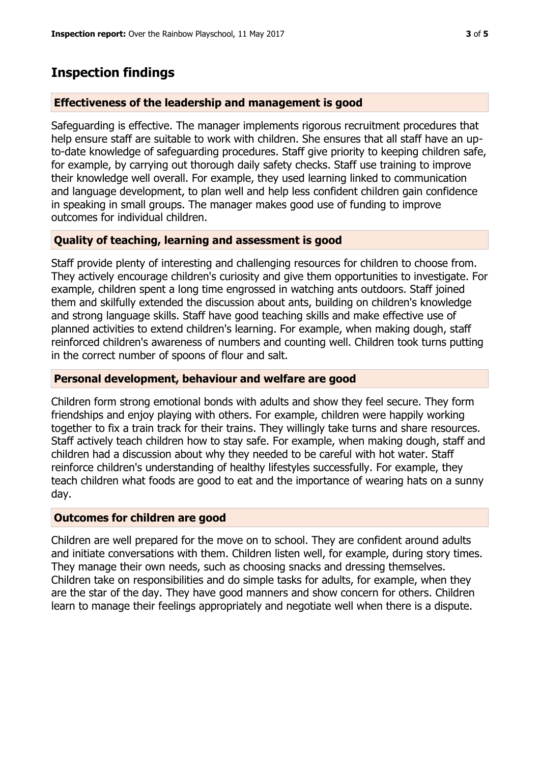## Inspection findings

### Effectiveness of the leadership and management is good

Safeguarding is effective. The manager implements rigorous recruitment procedures that help ensure staff are suitable to work with children. She ensures that all staff have an up-to-date knowledge of safeguarding procedures. Staff give priority to keeping children safe, for example, by carrying out thorough daily safety checks. Staff use training to improve their knowledge well overall. For example, they used learning linked to communication and language development, to plan well and help less confident children gain confidence in speaking in small groups. The manager makes good use of funding to improve outcomes for individual children.

### Quality of teaching, learning and assessment is good

Staff provide plenty of interesting and challenging resources for children to choose from. They actively encourage children's curiosity and give them opportunities to investigate. For example, children spent a long time engrossed in watching ants outdoors. Staff joined them and skilfully extended the discussion about ants, building on children's knowledge and strong language skills. Staff have good teaching skills and make effective use of planned activities to extend children's learning. For example, when making dough, staff reinforced children's awareness of numbers and counting well. Children took turns putting in the correct number of spoons of flour and salt.

### Personal development, behaviour and welfare are good

Children form strong emotional bonds with adults and show they feel secure. They form friendships and enjoy playing with others. For example, children were happily working together to fix a train track for their trains. They willingly take turns and share resources. Staff actively teach children how to stay safe. For example, when making dough, staff and children had a discussion about why they needed to be careful with hot water. Staff reinforce children's understanding of healthy lifestyles successfully. For example, they teach children what foods are good to eat and the importance of wearing hats on a sunny day.

### Outcomes for children are good

Children are well prepared for the move on to school. They are confident around adults and initiate conversations with them. Children listen well, for example, during story times. They manage their own needs, such as choosing snacks and dressing themselves. Children take on responsibilities and do simple tasks for adults, for example, when they are the star of the day. They have good manners and show concern for others. Children learn to manage their feelings appropriately and negotiate well when there is a dispute.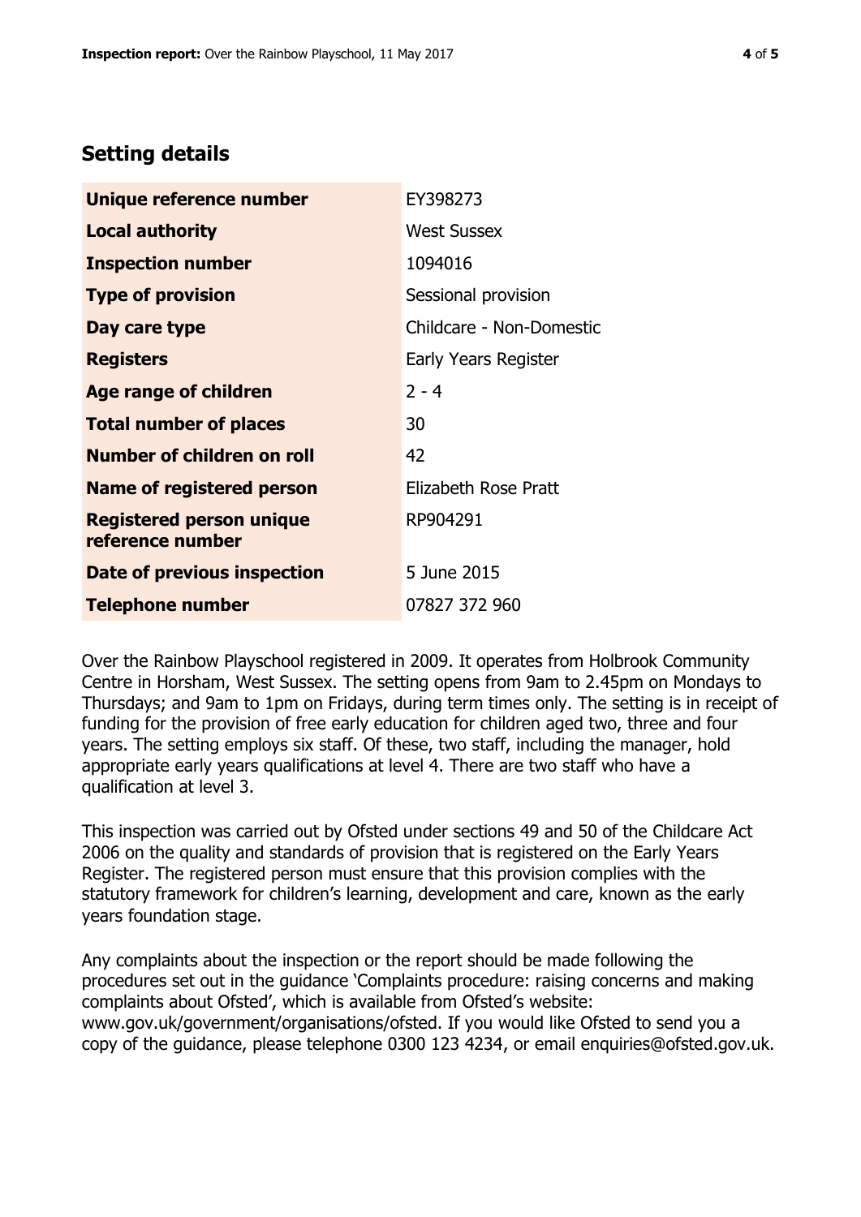## Setting details

| | |
|---|---|
| **Unique reference number** | EY398273 |
| **Local authority** | West Sussex |
| **Inspection number** | 1094016 |
| **Type of provision** | Sessional provision |
| **Day care type** | Childcare - Non-Domestic |
| **Registers** | Early Years Register |
| **Age range of children** | 2 - 4 |
| **Total number of places** | 30 |
| **Number of children on roll** | 42 |
| **Name of registered person** | Elizabeth Rose Pratt |
| **Registered person unique reference number** | RP904291 |
| **Date of previous inspection** | 5 June 2015 |
| **Telephone number** | 07827 372 960 |

Over the Rainbow Playschool registered in 2009. It operates from Holbrook Community Centre in Horsham, West Sussex. The setting opens from 9am to 2.45pm on Mondays to Thursdays; and 9am to 1pm on Fridays, during term times only. The setting is in receipt of funding for the provision of free early education for children aged two, three and four years. The setting employs six staff. Of these, two staff, including the manager, hold appropriate early years qualifications at level 4. There are two staff who have a qualification at level 3.

This inspection was carried out by Ofsted under sections 49 and 50 of the Childcare Act 2006 on the quality and standards of provision that is registered on the Early Years Register. The registered person must ensure that this provision complies with the statutory framework for children's learning, development and care, known as the early years foundation stage.

Any complaints about the inspection or the report should be made following the procedures set out in the guidance 'Complaints procedure: raising concerns and making complaints about Ofsted', which is available from Ofsted's website: www.gov.uk/government/organisations/ofsted. If you would like Ofsted to send you a copy of the guidance, please telephone 0300 123 4234, or email enquiries@ofsted.gov.uk.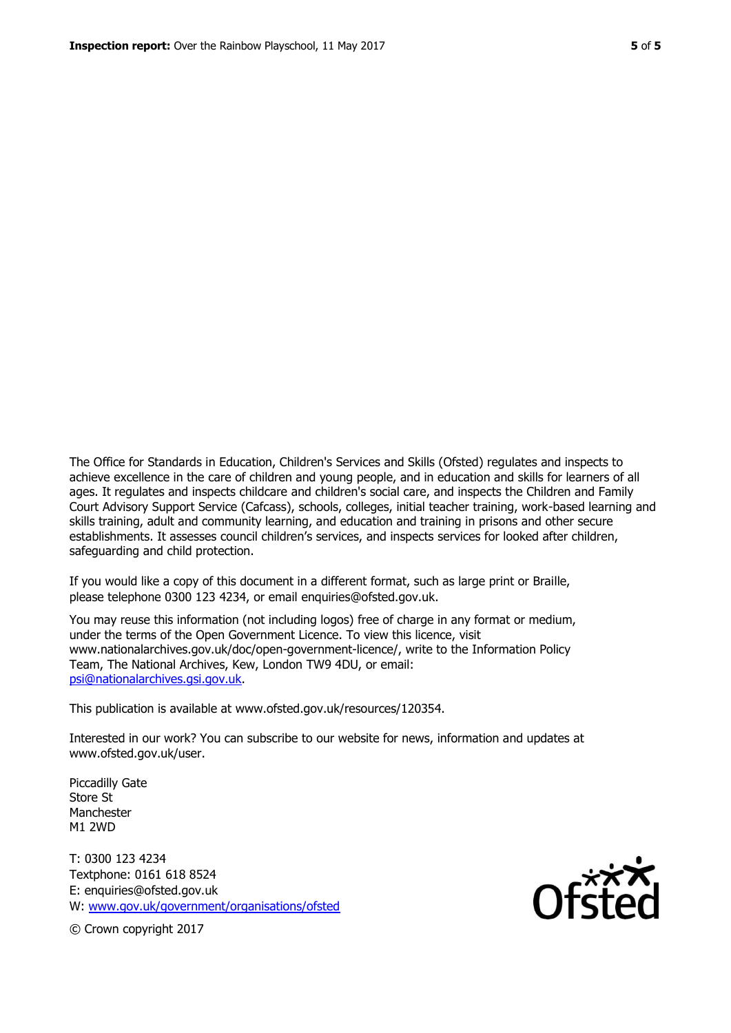The Office for Standards in Education, Children's Services and Skills (Ofsted) regulates and inspects to achieve excellence in the care of children and young people, and in education and skills for learners of all ages. It regulates and inspects childcare and children's social care, and inspects the Children and Family Court Advisory Support Service (Cafcass), schools, colleges, initial teacher training, work-based learning and skills training, adult and community learning, and education and training in prisons and other secure establishments. It assesses council children's services, and inspects services for looked after children, safeguarding and child protection.

If you would like a copy of this document in a different format, such as large print or Braille, please telephone 0300 123 4234, or email enquiries@ofsted.gov.uk.

You may reuse this information (not including logos) free of charge in any format or medium, under the terms of the Open Government Licence. To view this licence, visit www.nationalarchives.gov.uk/doc/open-government-licence/, write to the Information Policy Team, The National Archives, Kew, London TW9 4DU, or email: psi@nationalarchives.gsi.gov.uk.

This publication is available at www.ofsted.gov.uk/resources/120354.

Interested in our work? You can subscribe to our website for news, information and updates at www.ofsted.gov.uk/user.

Piccadilly Gate
Store St
Manchester
M1 2WD

T: 0300 123 4234
Textphone: 0161 618 8524
E: enquiries@ofsted.gov.uk
W: www.gov.uk/government/organisations/ofsted

© Crown copyright 2017